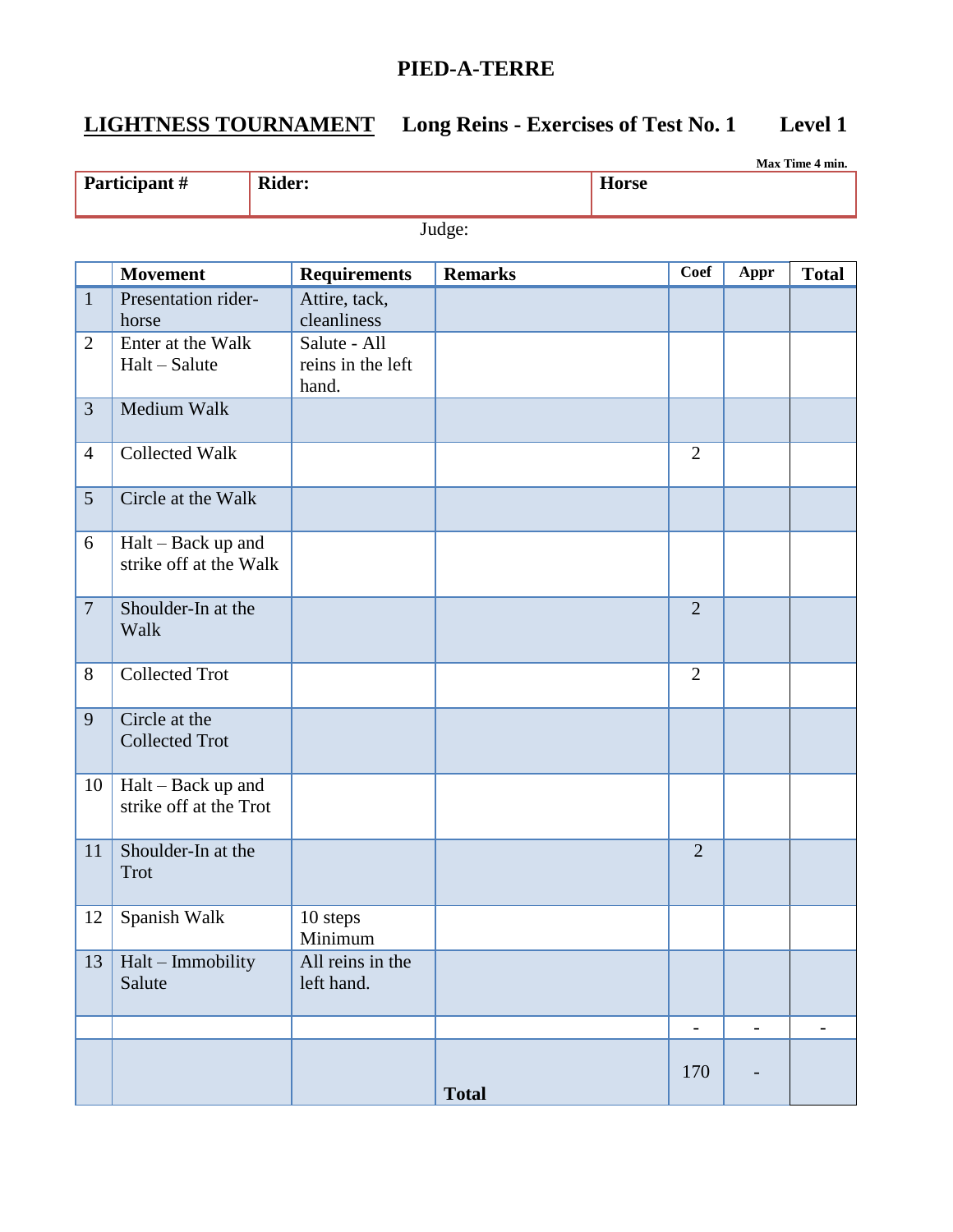# PIED-A-TERRE

## LIGHTNESS TOURNAMENT Long Reins - Exercises of Test No. 1 Level 1

**Max Time 4 min.**

| **Participant #** | **Rider:** | **Horse** |
|---|---|---|
| | | |

Judge:

| | Movement | Requirements | Remarks | Coef | Appr | Total |
|---|---|---|---|---|---|---|
| 1 | Presentation rider-horse | Attire, tack, cleanliness | | | | |
| 2 | Enter at the Walk Halt – Salute | Salute - All reins in the left hand. | | | | |
| 3 | Medium Walk | | | | | |
| 4 | Collected Walk | | | 2 | | |
| 5 | Circle at the Walk | | | | | |
| 6 | Halt – Back up and strike off at the Walk | | | | | |
| 7 | Shoulder-In at the Walk | | | 2 | | |
| 8 | Collected Trot | | | 2 | | |
| 9 | Circle at the Collected Trot | | | | | |
| 10 | Halt – Back up and strike off at the Trot | | | | | |
| 11 | Shoulder-In at the Trot | | | 2 | | |
| 12 | Spanish Walk | 10 steps Minimum | | | | |
| 13 | Halt – Immobility Salute | All reins in the left hand. | | | | |
| | | | | - | - | - |
| | | | **Total** | 170 | - | |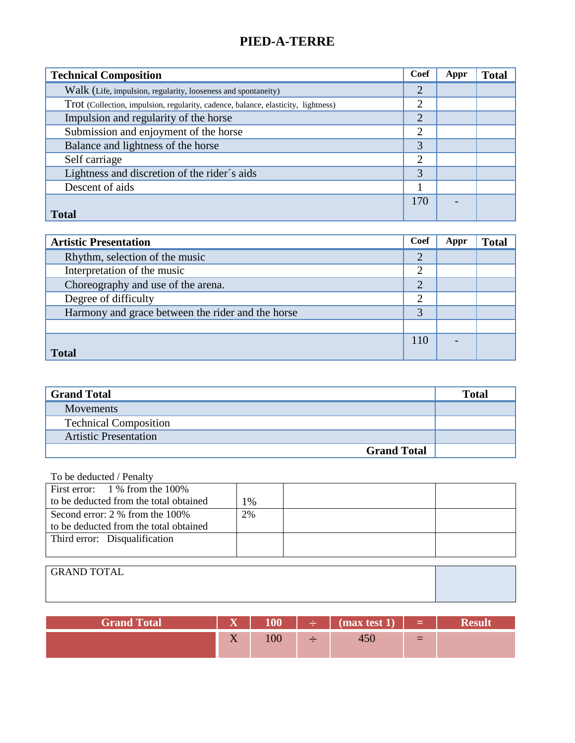# PIED-A-TERRE

| Technical Composition | Coef | Appr | Total |
|---|---|---|---|
| Walk (Life, impulsion, regularity, looseness and spontaneity) | 2 | | |
| Trot (Collection, impulsion, regularity, cadence, balance, elasticity, lightness) | 2 | | |
| Impulsion and regularity of the horse | 2 | | |
| Submission and enjoyment of the horse | 2 | | |
| Balance and lightness of the horse | 3 | | |
| Self carriage | 2 | | |
| Lightness and discretion of the rider´s aids | 3 | | |
| Descent of aids | 1 | | |
| **Total** | 170 | - | |

| Artistic Presentation | Coef | Appr | Total |
|---|---|---|---|
| Rhythm, selection of the music | 2 | | |
| Interpretation of the music | 2 | | |
| Choreography and use of the arena. | 2 | | |
| Degree of difficulty | 2 | | |
| Harmony and grace between the rider and the horse | 3 | | |
| | | | |
| **Total** | 110 | - | |

| Grand Total | Total |
|---|---|
| Movements | |
| Technical Composition | |
| Artistic Presentation | |
| **Grand Total** | |

To be deducted / Penalty

| | | | |
|---|---|---|---|
| First error: 1 % from the 100% to be deducted from the total obtained | 1% | | |
| Second error: 2 % from the 100% to be deducted from the total obtained | 2% | | |
| Third error: Disqualification | | | |

| GRAND TOTAL | |
|---|---|

| Grand Total | X | 100 | ÷ | (max test 1) | = | Result |
|---|---|---|---|---|---|---|
| | X | 100 | ÷ | 450 | = | |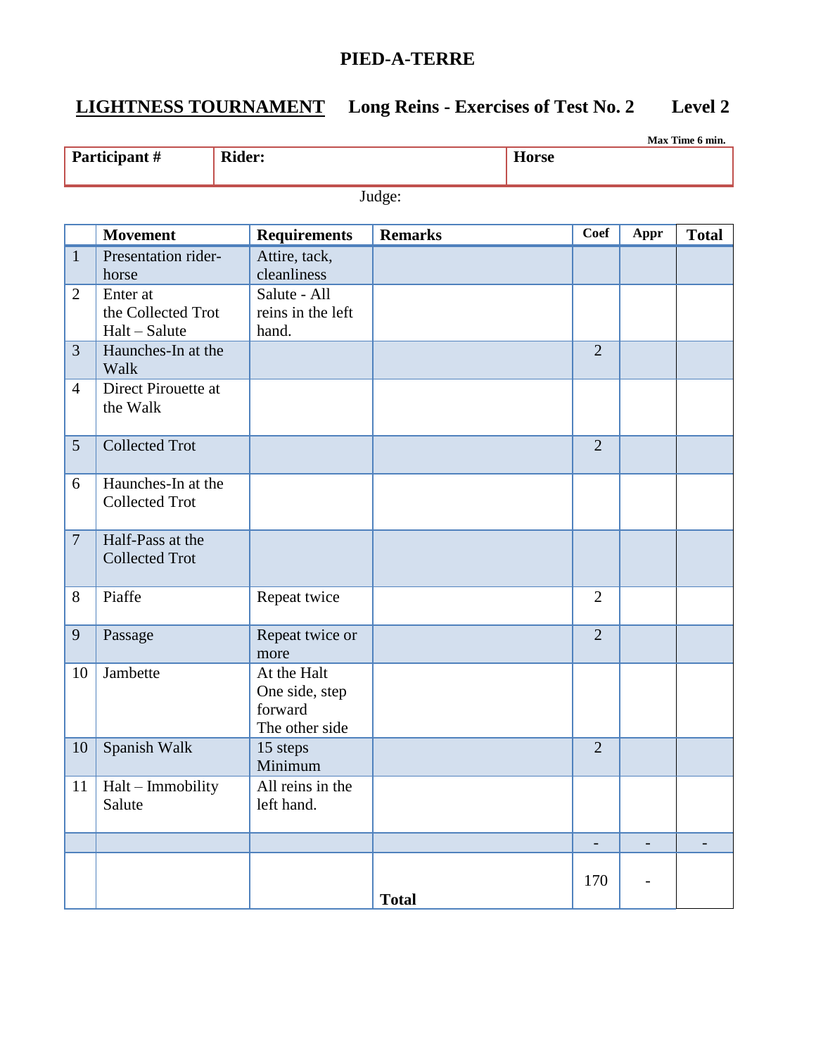# PIED-A-TERRE

## LIGHTNESS TOURNAMENT    Long Reins - Exercises of Test No. 2    Level 2

**Max Time 6 min.**

| **Participant #** | **Rider:** | **Horse** |
|---|---|---|
| | | |

Judge:

| | Movement | Requirements | Remarks | Coef | Appr | Total |
|---|---|---|---|---|---|---|
| 1 | Presentation rider-horse | Attire, tack, cleanliness | | | | |
| 2 | Enter at the Collected Trot Halt – Salute | Salute - All reins in the left hand. | | | | |
| 3 | Haunches-In at the Walk | | | 2 | | |
| 4 | Direct Pirouette at the Walk | | | | | |
| 5 | Collected Trot | | | 2 | | |
| 6 | Haunches-In at the Collected Trot | | | | | |
| 7 | Half-Pass at the Collected Trot | | | | | |
| 8 | Piaffe | Repeat twice | | 2 | | |
| 9 | Passage | Repeat twice or more | | 2 | | |
| 10 | Jambette | At the Halt One side, step forward The other side | | | | |
| 10 | Spanish Walk | 15 steps Minimum | | 2 | | |
| 11 | Halt – Immobility Salute | All reins in the left hand. | | | | |
| | | | | - | - | - |
| | | | **Total** | 170 | - | |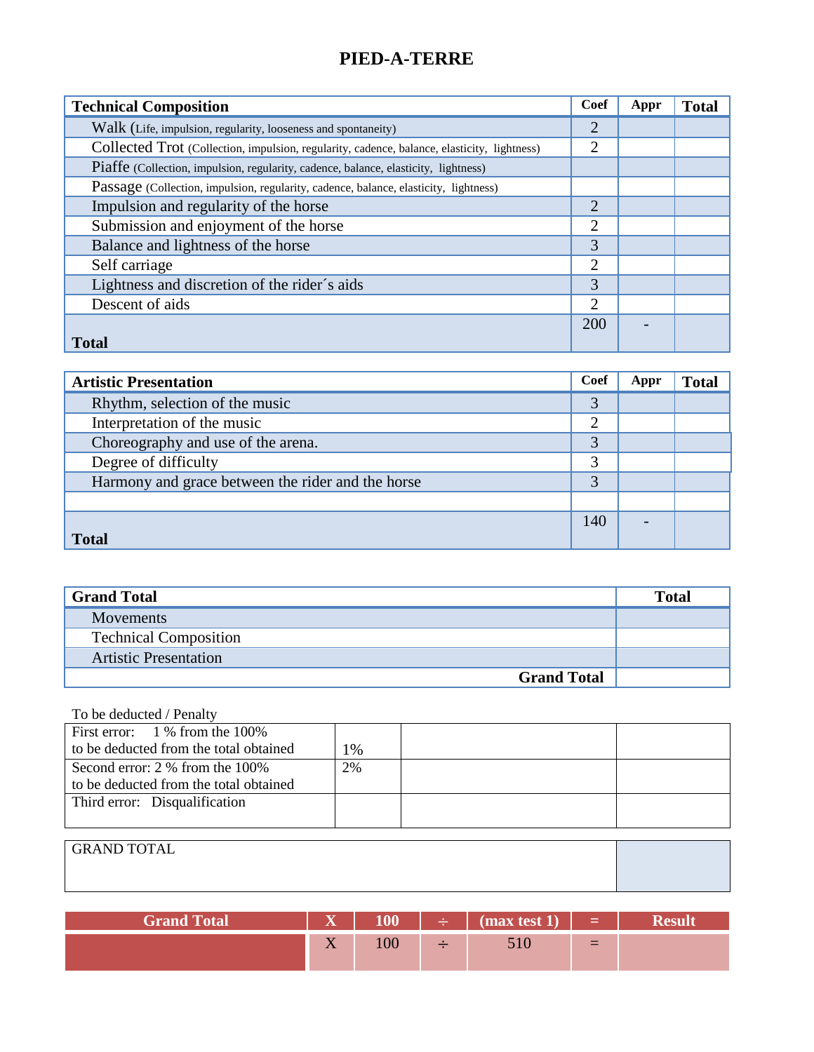# PIED-A-TERRE

| Technical Composition | Coef | Appr | Total |
|---|---|---|---|
| Walk (Life, impulsion, regularity, looseness and spontaneity) | 2 | | |
| Collected Trot (Collection, impulsion, regularity, cadence, balance, elasticity, lightness) | 2 | | |
| Piaffe (Collection, impulsion, regularity, cadence, balance, elasticity, lightness) | | | |
| Passage (Collection, impulsion, regularity, cadence, balance, elasticity, lightness) | | | |
| Impulsion and regularity of the horse | 2 | | |
| Submission and enjoyment of the horse | 2 | | |
| Balance and lightness of the horse | 3 | | |
| Self carriage | 2 | | |
| Lightness and discretion of the rider´s aids | 3 | | |
| Descent of aids | 2 | | |
| **Total** | 200 | - | |

| Artistic Presentation | Coef | Appr | Total |
|---|---|---|---|
| Rhythm, selection of the music | 3 | | |
| Interpretation of the music | 2 | | |
| Choreography and use of the arena. | 3 | | |
| Degree of difficulty | 3 | | |
| Harmony and grace between the rider and the horse | 3 | | |
| | | | |
| **Total** | 140 | - | |

| Grand Total | Total |
|---|---|
| Movements | |
| Technical Composition | |
| Artistic Presentation | |
| **Grand Total** | |

To be deducted / Penalty

| | | | |
|---|---|---|---|
| First error: 1 % from the 100% to be deducted from the total obtained | 1% | | |
| Second error: 2 % from the 100% to be deducted from the total obtained | 2% | | |
| Third error: Disqualification | | | |

| GRAND TOTAL | |
|---|---|

| Grand Total | X | 100 | ÷ | (max test 1) | = | Result |
|---|---|---|---|---|---|---|
| | X | 100 | ÷ | 510 | = | |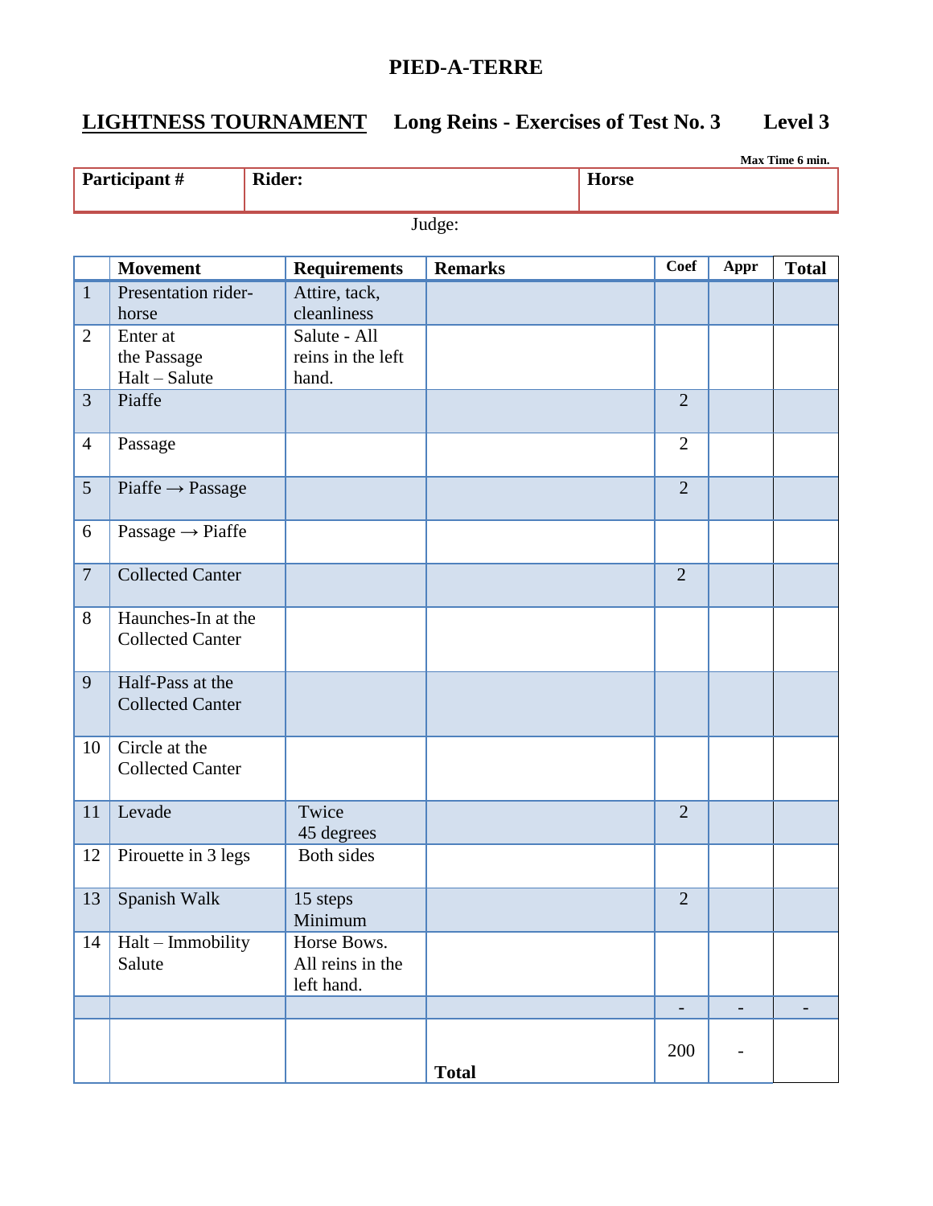# PIED-A-TERRE

## LIGHTNESS TOURNAMENT Long Reins - Exercises of Test No. 3 Level 3

**Max Time 6 min.**

| **Participant #** | **Rider:** | **Horse** |
|---|---|---|
| | | |

Judge:

| | Movement | Requirements | Remarks | Coef | Appr | Total |
|---|---|---|---|---|---|---|
| 1 | Presentation rider-horse | Attire, tack, cleanliness | | | | |
| 2 | Enter at the Passage Halt – Salute | Salute - All reins in the left hand. | | | | |
| 3 | Piaffe | | | 2 | | |
| 4 | Passage | | | 2 | | |
| 5 | Piaffe → Passage | | | 2 | | |
| 6 | Passage → Piaffe | | | | | |
| 7 | Collected Canter | | | 2 | | |
| 8 | Haunches-In at the Collected Canter | | | | | |
| 9 | Half-Pass at the Collected Canter | | | | | |
| 10 | Circle at the Collected Canter | | | | | |
| 11 | Levade | Twice 45 degrees | | 2 | | |
| 12 | Pirouette in 3 legs | Both sides | | | | |
| 13 | Spanish Walk | 15 steps Minimum | | 2 | | |
| 14 | Halt – Immobility Salute | Horse Bows. All reins in the left hand. | | | | |
| | | | | - | - | - |
| | | | **Total** | 200 | - | |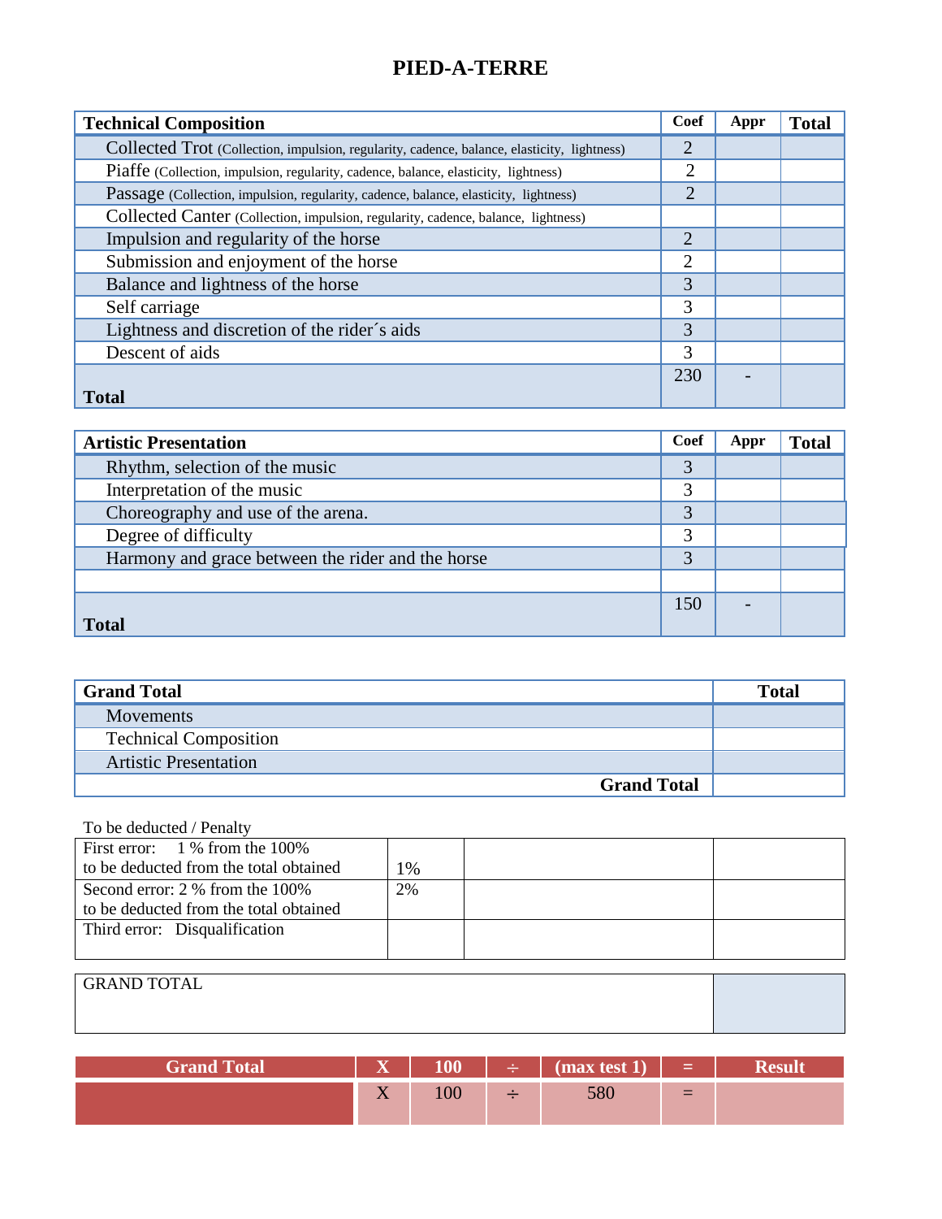# PIED-A-TERRE

| Technical Composition | Coef | Appr | Total |
|---|---|---|---|
| Collected Trot (Collection, impulsion, regularity, cadence, balance, elasticity, lightness) | 2 | | |
| Piaffe (Collection, impulsion, regularity, cadence, balance, elasticity, lightness) | 2 | | |
| Passage (Collection, impulsion, regularity, cadence, balance, elasticity, lightness) | 2 | | |
| Collected Canter (Collection, impulsion, regularity, cadence, balance, lightness) | | | |
| Impulsion and regularity of the horse | 2 | | |
| Submission and enjoyment of the horse | 2 | | |
| Balance and lightness of the horse | 3 | | |
| Self carriage | 3 | | |
| Lightness and discretion of the rider´s aids | 3 | | |
| Descent of aids | 3 | | |
| **Total** | 230 | - | |

| Artistic Presentation | Coef | Appr | Total |
|---|---|---|---|
| Rhythm, selection of the music | 3 | | |
| Interpretation of the music | 3 | | |
| Choreography and use of the arena. | 3 | | |
| Degree of difficulty | 3 | | |
| Harmony and grace between the rider and the horse | 3 | | |
| | | | |
| **Total** | 150 | - | |

| Grand Total | Total |
|---|---|
| Movements | |
| Technical Composition | |
| Artistic Presentation | |
| **Grand Total** | |

To be deducted / Penalty

| | | | |
|---|---|---|---|
| First error: 1 % from the 100% to be deducted from the total obtained | 1% | | |
| Second error: 2 % from the 100% to be deducted from the total obtained | 2% | | |
| Third error: Disqualification | | | |

| GRAND TOTAL | |
|---|---|

| Grand Total | X | 100 | ÷ | (max test 1) | = | Result |
|---|---|---|---|---|---|---|
| | X | 100 | ÷ | 580 | = | |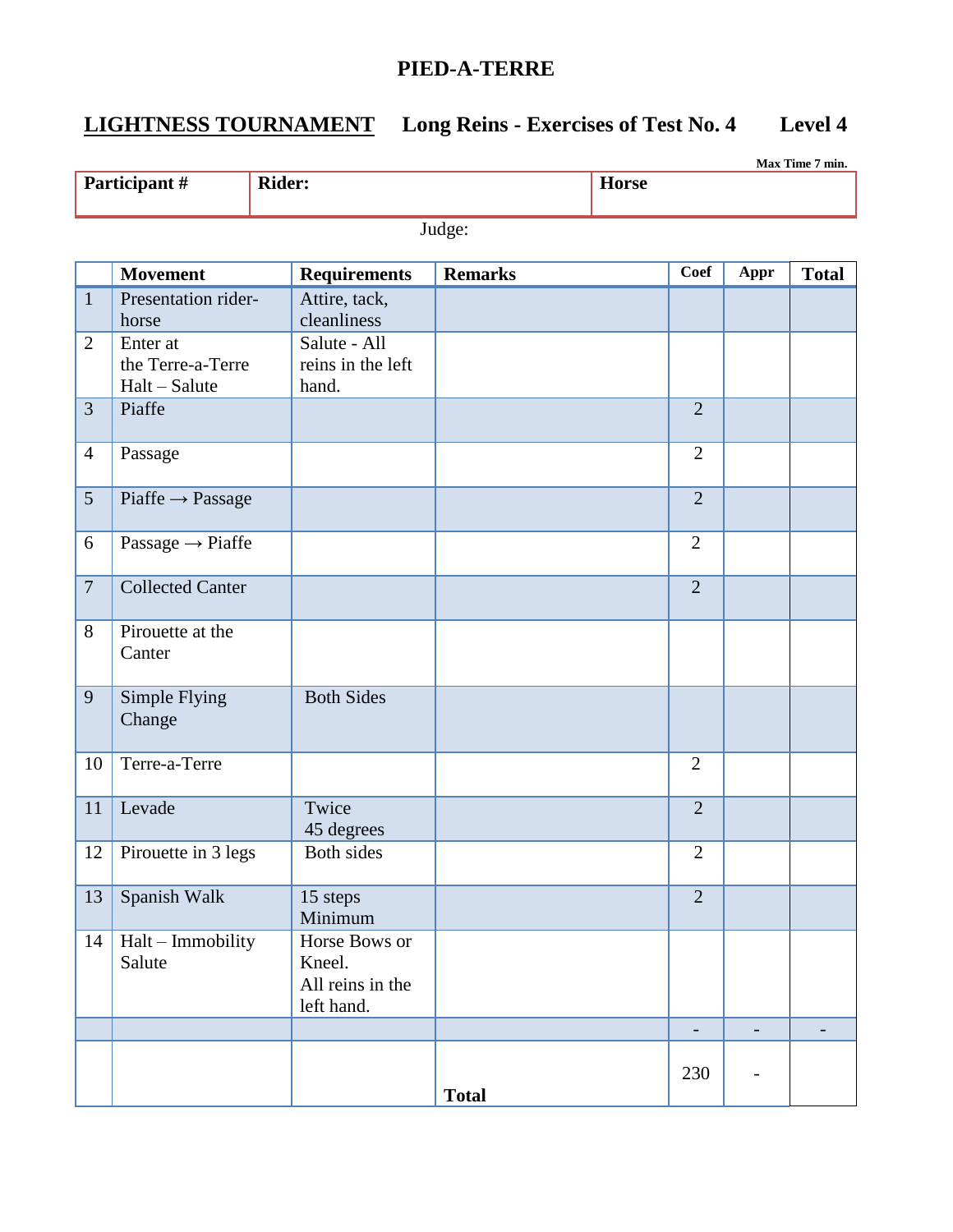## PIED-A-TERRE

**LIGHTNESS TOURNAMENT** **Long Reins - Exercises of Test No. 4** **Level 4**

**Max Time 7 min.**

| **Participant #** | **Rider:** | **Horse** |
|---|---|---|
| | | |

Judge:

| | **Movement** | **Requirements** | **Remarks** | **Coef** | **Appr** | **Total** |
|---|---|---|---|---|---|---|
| 1 | Presentation rider-horse | Attire, tack, cleanliness | | | | |
| 2 | Enter at the Terre-a-Terre Halt – Salute | Salute - All reins in the left hand. | | | | |
| 3 | Piaffe | | | 2 | | |
| 4 | Passage | | | 2 | | |
| 5 | Piaffe → Passage | | | 2 | | |
| 6 | Passage → Piaffe | | | 2 | | |
| 7 | Collected Canter | | | 2 | | |
| 8 | Pirouette at the Canter | | | | | |
| 9 | Simple Flying Change | Both Sides | | | | |
| 10 | Terre-a-Terre | | | 2 | | |
| 11 | Levade | Twice 45 degrees | | 2 | | |
| 12 | Pirouette in 3 legs | Both sides | | 2 | | |
| 13 | Spanish Walk | 15 steps Minimum | | 2 | | |
| 14 | Halt – Immobility Salute | Horse Bows or Kneel. All reins in the left hand. | | | | |
| | | | | - | - | - |
| | | | **Total** | 230 | - | |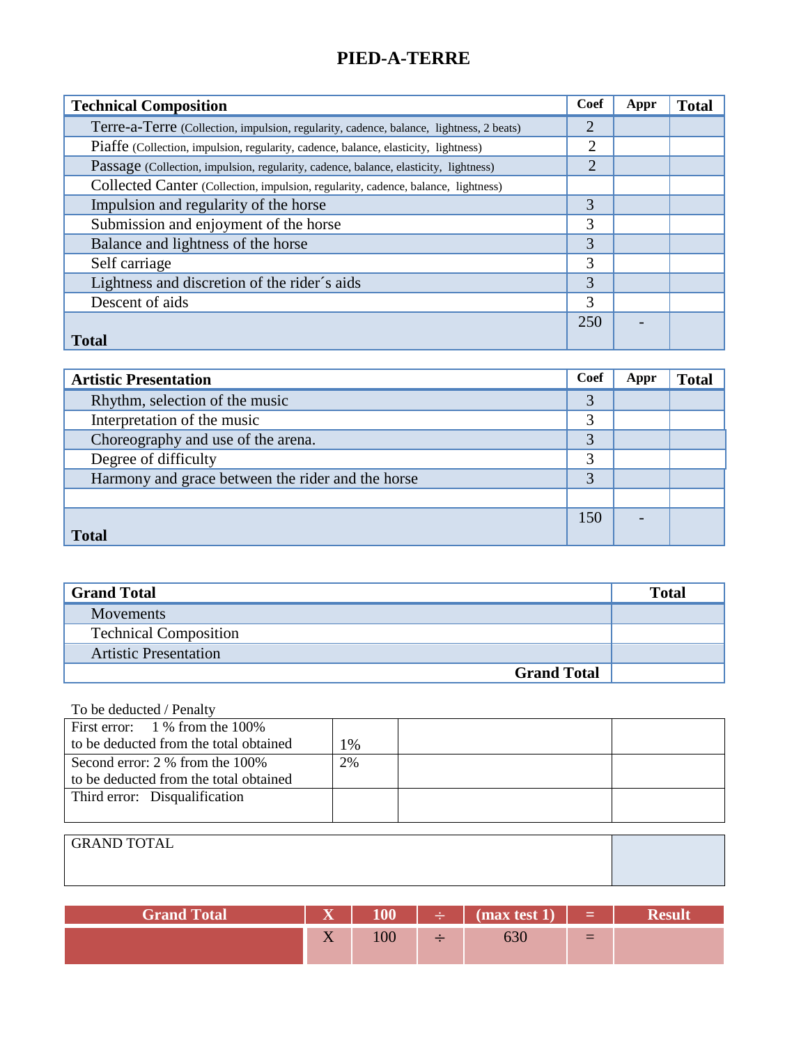# PIED-A-TERRE

| Technical Composition | Coef | Appr | Total |
|---|---|---|---|
| Terre-a-Terre (Collection, impulsion, regularity, cadence, balance, lightness, 2 beats) | 2 | | |
| Piaffe (Collection, impulsion, regularity, cadence, balance, elasticity, lightness) | 2 | | |
| Passage (Collection, impulsion, regularity, cadence, balance, elasticity, lightness) | 2 | | |
| Collected Canter (Collection, impulsion, regularity, cadence, balance, lightness) | | | |
| Impulsion and regularity of the horse | 3 | | |
| Submission and enjoyment of the horse | 3 | | |
| Balance and lightness of the horse | 3 | | |
| Self carriage | 3 | | |
| Lightness and discretion of the rider´s aids | 3 | | |
| Descent of aids | 3 | | |
| **Total** | 250 | - | |

| Artistic Presentation | Coef | Appr | Total |
|---|---|---|---|
| Rhythm, selection of the music | 3 | | |
| Interpretation of the music | 3 | | |
| Choreography and use of the arena. | 3 | | |
| Degree of difficulty | 3 | | |
| Harmony and grace between the rider and the horse | 3 | | |
| | | | |
| **Total** | 150 | - | |

| Grand Total | Total |
|---|---|
| Movements | |
| Technical Composition | |
| Artistic Presentation | |
| **Grand Total** | |

To be deducted / Penalty

| | | | |
|---|---|---|---|
| First error: 1 % from the 100% to be deducted from the total obtained | 1% | | |
| Second error: 2 % from the 100% to be deducted from the total obtained | 2% | | |
| Third error: Disqualification | | | |

| GRAND TOTAL | |
|---|---|

| Grand Total | X | 100 | ÷ | (max test 1) | = | Result |
|---|---|---|---|---|---|---|
| | X | 100 | ÷ | 630 | = | |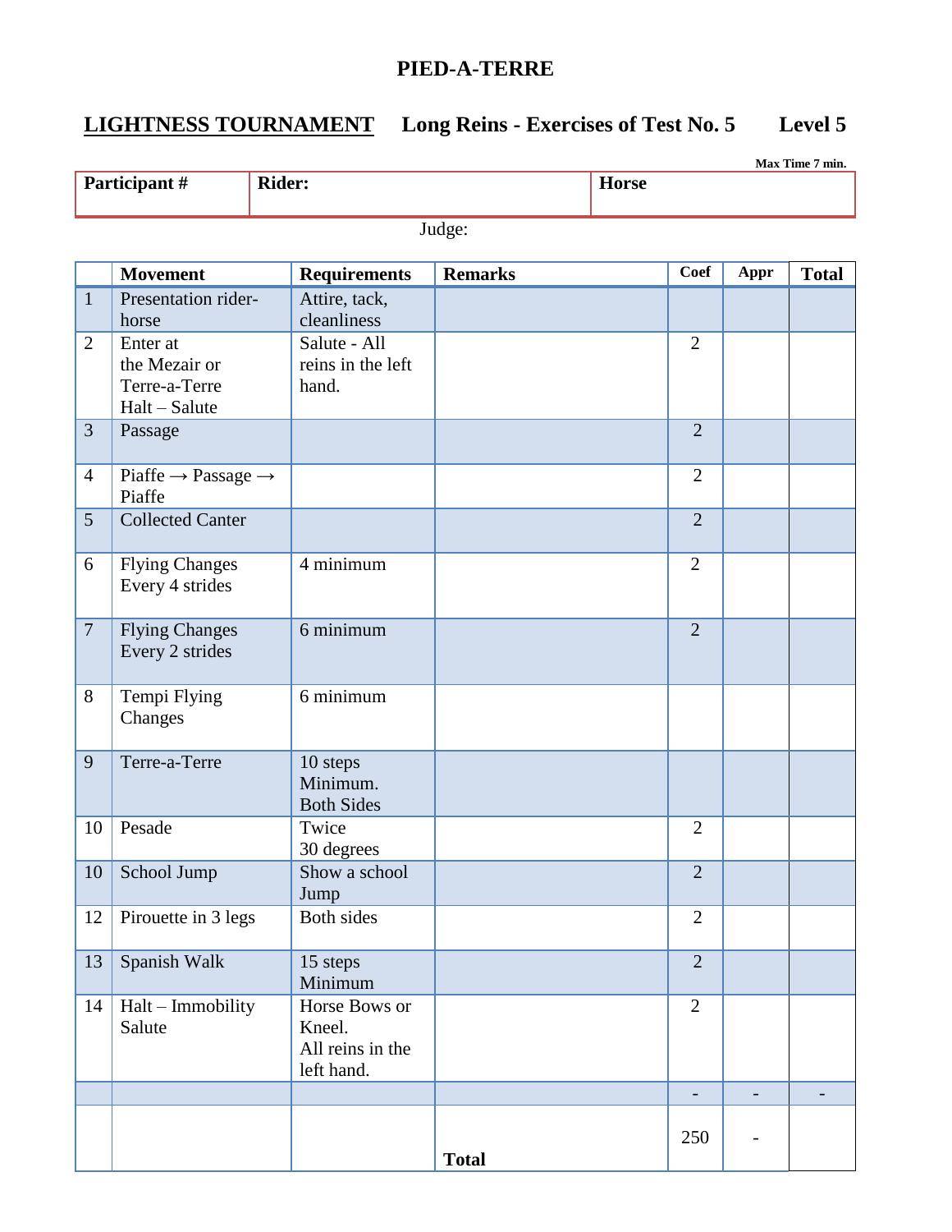# PIED-A-TERRE

## LIGHTNESS TOURNAMENT Long Reins - Exercises of Test No. 5 Level 5

**Max Time 7 min.**

| Participant # | Rider: | Horse |
|---|---|---|
| | | |

Judge:

| | Movement | Requirements | Remarks | Coef | Appr | Total |
|---|---|---|---|---|---|---|
| 1 | Presentation rider-horse | Attire, tack, cleanliness | | | | |
| 2 | Enter at the Mezair or Terre-a-Terre Halt – Salute | Salute - All reins in the left hand. | | 2 | | |
| 3 | Passage | | | 2 | | |
| 4 | Piaffe → Passage → Piaffe | | | 2 | | |
| 5 | Collected Canter | | | 2 | | |
| 6 | Flying Changes Every 4 strides | 4 minimum | | 2 | | |
| 7 | Flying Changes Every 2 strides | 6 minimum | | 2 | | |
| 8 | Tempi Flying Changes | 6 minimum | | | | |
| 9 | Terre-a-Terre | 10 steps Minimum. Both Sides | | | | |
| 10 | Pesade | Twice 30 degrees | | 2 | | |
| 10 | School Jump | Show a school Jump | | 2 | | |
| 12 | Pirouette in 3 legs | Both sides | | 2 | | |
| 13 | Spanish Walk | 15 steps Minimum | | 2 | | |
| 14 | Halt – Immobility Salute | Horse Bows or Kneel. All reins in the left hand. | | 2 | | |
| | | | | - | - | - |
| | | | **Total** | 250 | - | |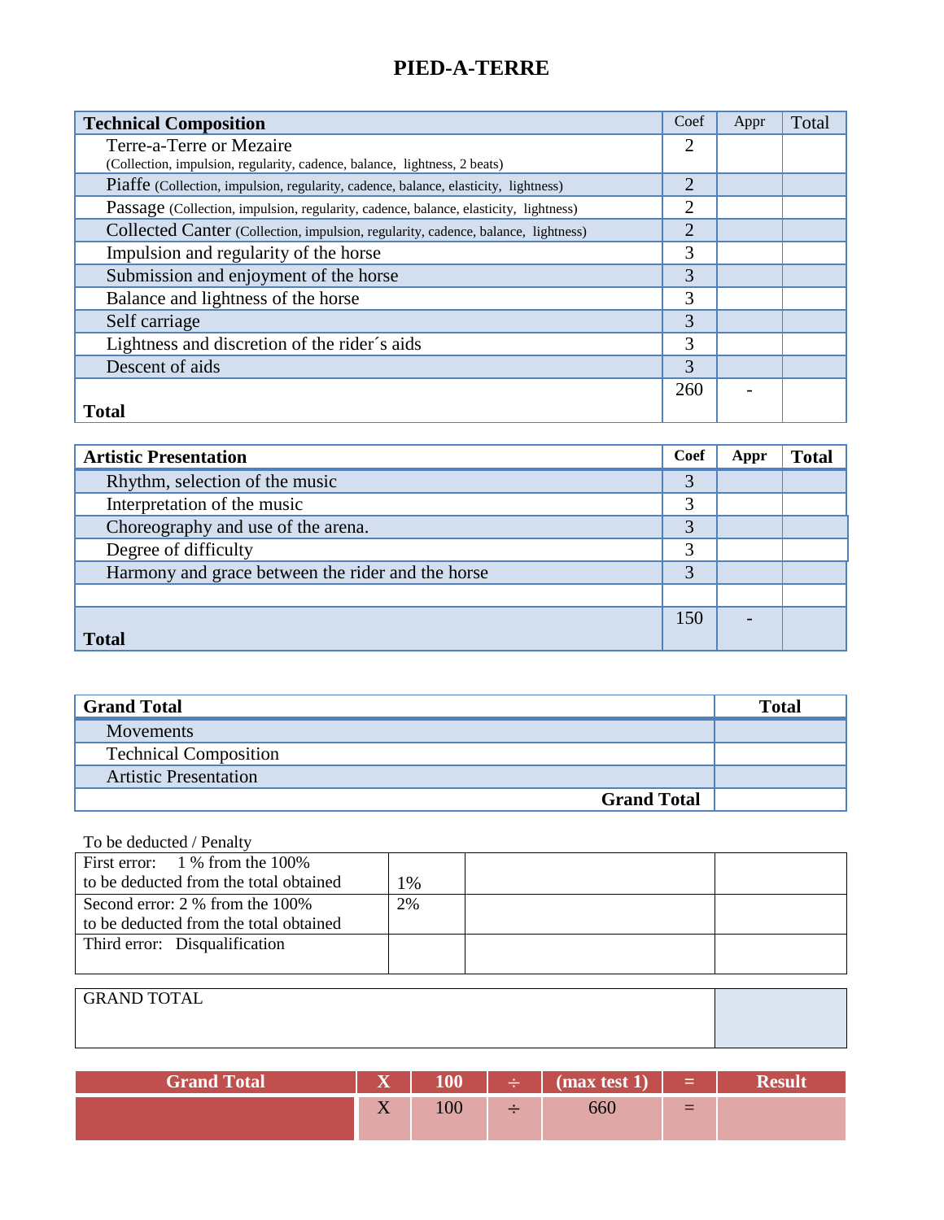# PIED-A-TERRE

| Technical Composition | Coef | Appr | Total |
|---|---|---|---|
| Terre-a-Terre or Mezaire (Collection, impulsion, regularity, cadence, balance, lightness, 2 beats) | 2 | | |
| Piaffe (Collection, impulsion, regularity, cadence, balance, elasticity, lightness) | 2 | | |
| Passage (Collection, impulsion, regularity, cadence, balance, elasticity, lightness) | 2 | | |
| Collected Canter (Collection, impulsion, regularity, cadence, balance, lightness) | 2 | | |
| Impulsion and regularity of the horse | 3 | | |
| Submission and enjoyment of the horse | 3 | | |
| Balance and lightness of the horse | 3 | | |
| Self carriage | 3 | | |
| Lightness and discretion of the rider´s aids | 3 | | |
| Descent of aids | 3 | | |
| **Total** | 260 | - | |

| Artistic Presentation | Coef | Appr | Total |
|---|---|---|---|
| Rhythm, selection of the music | 3 | | |
| Interpretation of the music | 3 | | |
| Choreography and use of the arena. | 3 | | |
| Degree of difficulty | 3 | | |
| Harmony and grace between the rider and the horse | 3 | | |
| | | | |
| **Total** | 150 | - | |

| Grand Total | Total |
|---|---|
| Movements | |
| Technical Composition | |
| Artistic Presentation | |
| **Grand Total** | |

To be deducted / Penalty

| | | | |
|---|---|---|---|
| First error: 1 % from the 100% to be deducted from the total obtained | 1% | | |
| Second error: 2 % from the 100% to be deducted from the total obtained | 2% | | |
| Third error: Disqualification | | | |

| GRAND TOTAL | |
|---|---|

| Grand Total | X | 100 | ÷ | (max test 1) | = | Result |
|---|---|---|---|---|---|---|
| | X | 100 | ÷ | 660 | = | |